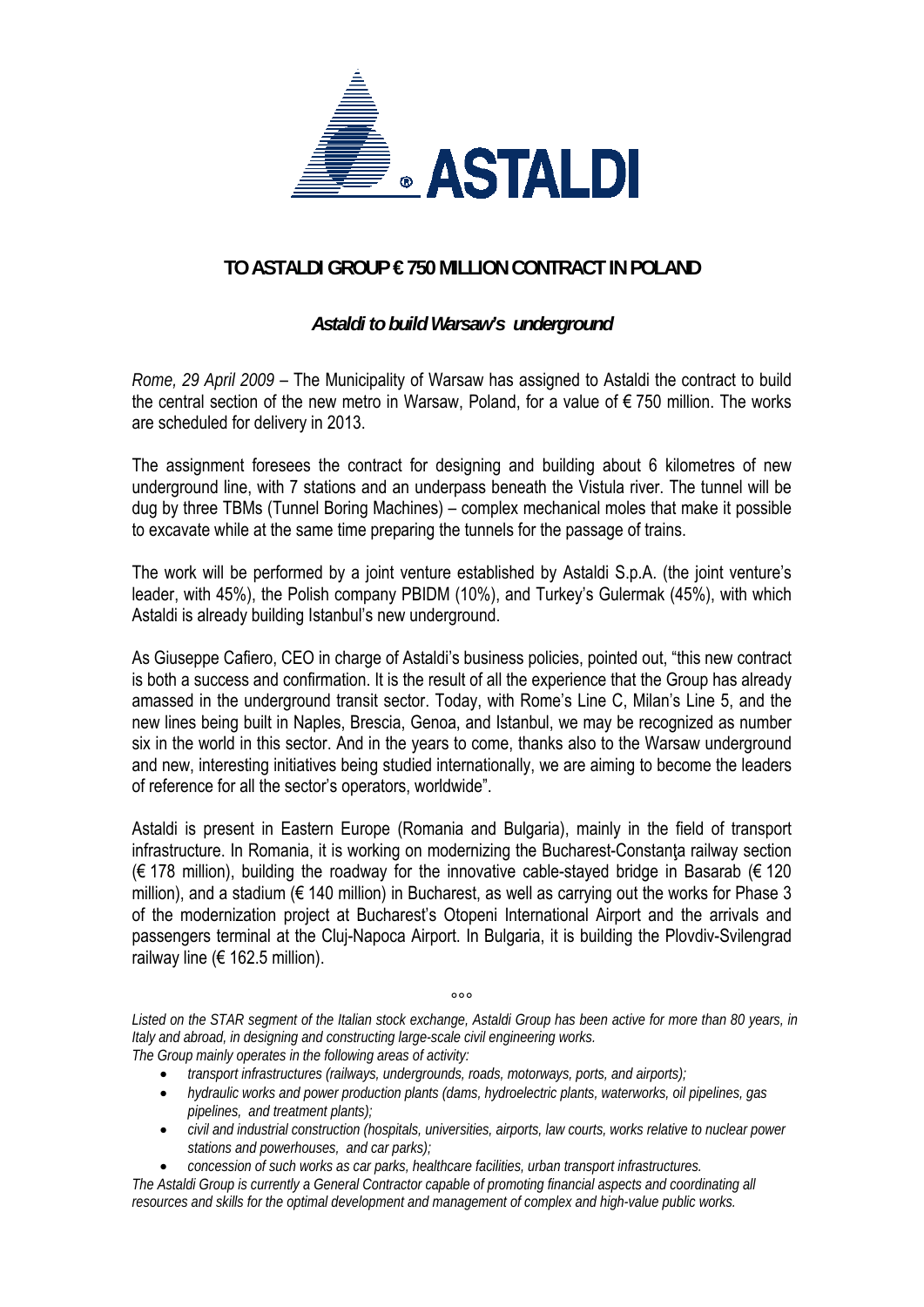# TO ASTALDI GROUP € 750 MILLION CONTRACT IN POLAND

## *Astaldi to build Warsaw's underground*

*Rome, 29 April 2009* – The Municipality of Warsaw has assigned to Astaldi the contract to build the central section of the new metro in Warsaw, Poland, for a value of € 750 million. The works are scheduled for delivery in 2013.

The assignment foresees the contract for designing and building about 6 kilometres of new underground line, with 7 stations and an underpass beneath the Vistula river. The tunnel will be dug by three TBMs (Tunnel Boring Machines) – complex mechanical moles that make it possible to excavate while at the same time preparing the tunnels for the passage of trains.

The work will be performed by a joint venture established by Astaldi S.p.A. (the joint venture's leader, with 45%), the Polish company PBIDM (10%), and Turkey's Gulermak (45%), with which Astaldi is already building Istanbul's new underground.

As Giuseppe Cafiero, CEO in charge of Astaldi's business policies, pointed out, "this new contract is both a success and confirmation. It is the result of all the experience that the Group has already amassed in the underground transit sector. Today, with Rome's Line C, Milan's Line 5, and the new lines being built in Naples, Brescia, Genoa, and Istanbul, we may be recognized as number six in the world in this sector. And in the years to come, thanks also to the Warsaw underground and new, interesting initiatives being studied internationally, we are aiming to become the leaders of reference for all the sector's operators, worldwide".

Astaldi is present in Eastern Europe (Romania and Bulgaria), mainly in the field of transport infrastructure. In Romania, it is working on modernizing the Bucharest-Constanţa railway section (€ 178 million), building the roadway for the innovative cable-stayed bridge in Basarab (€ 120 million), and a stadium (€ 140 million) in Bucharest, as well as carrying out the works for Phase 3 of the modernization project at Bucharest's Otopeni International Airport and the arrivals and passengers terminal at the Cluj-Napoca Airport. In Bulgaria, it is building the Plovdiv-Svilengrad railway line (€ 162.5 million).

°°°

*Listed on the STAR segment of the Italian stock exchange, Astaldi Group has been active for more than 80 years, in Italy and abroad, in designing and constructing large-scale civil engineering works.*
*The Group mainly operates in the following areas of activity:*

- *transport infrastructures (railways, undergrounds, roads, motorways, ports, and airports);*
- *hydraulic works and power production plants (dams, hydroelectric plants, waterworks, oil pipelines, gas pipelines, and treatment plants);*
- *civil and industrial construction (hospitals, universities, airports, law courts, works relative to nuclear power stations and powerhouses, and car parks);*
- *concession of such works as car parks, healthcare facilities, urban transport infrastructures.*

*The Astaldi Group is currently a General Contractor capable of promoting financial aspects and coordinating all resources and skills for the optimal development and management of complex and high-value public works.*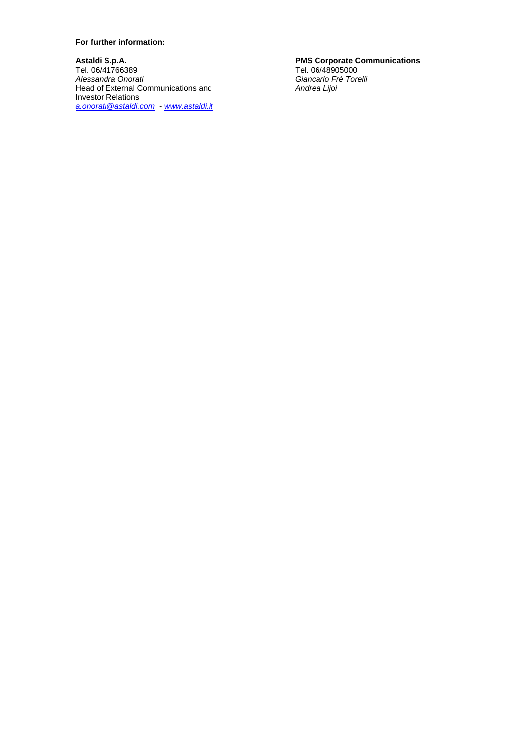**For further information:**

**Astaldi S.p.A.**
Tel. 06/41766389
*Alessandra Onorati*
Head of External Communications and Investor Relations
*a.onorati@astaldi.com* - *www.astaldi.it*

**PMS Corporate Communications**
Tel. 06/48905000
*Giancarlo Frè Torelli*
*Andrea Lijoi*